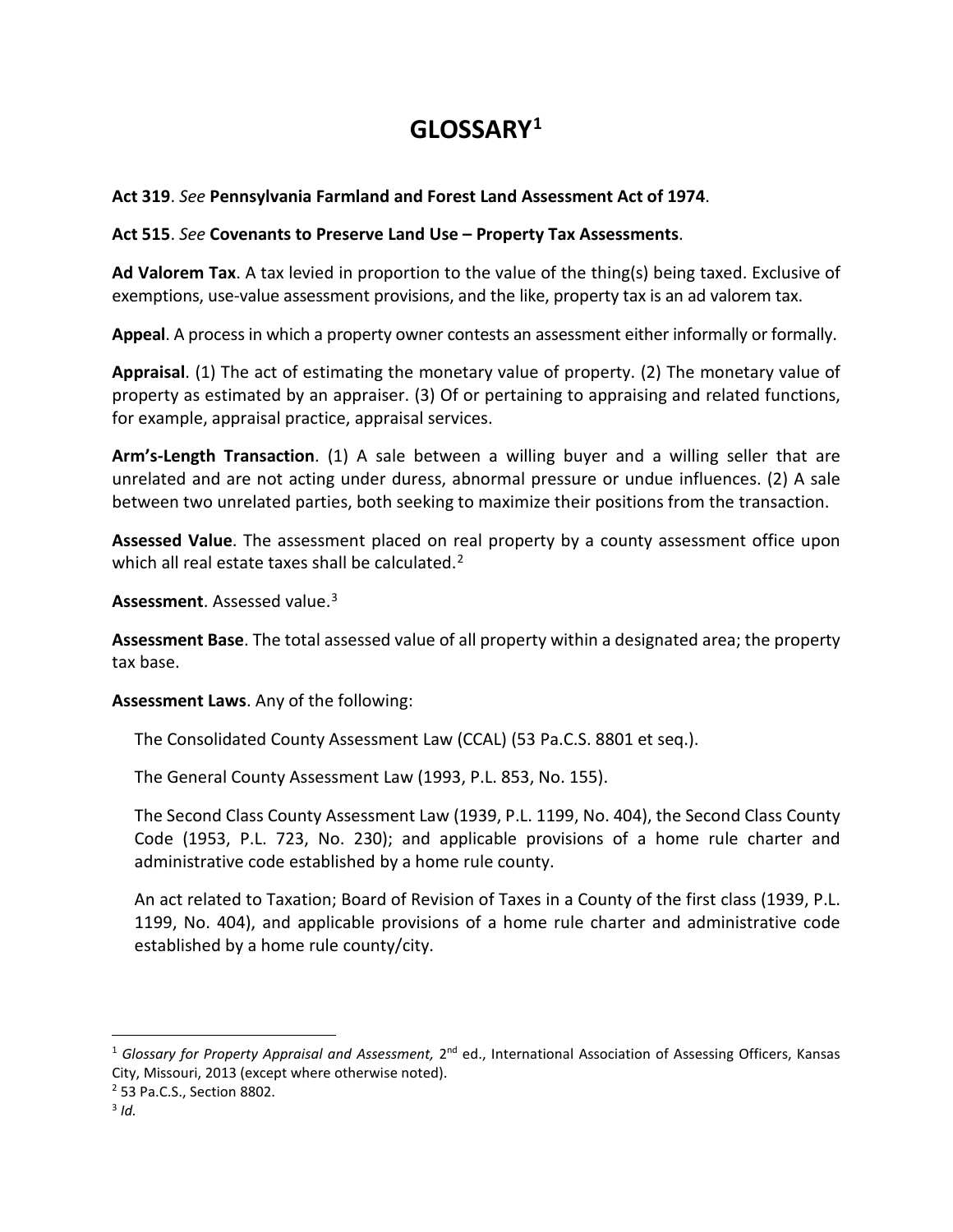# GLOSSARY[1]

**Act 319**. *See* **Pennsylvania Farmland and Forest Land Assessment Act of 1974**.

**Act 515**. *See* **Covenants to Preserve Land Use – Property Tax Assessments**.

**Ad Valorem Tax**. A tax levied in proportion to the value of the thing(s) being taxed. Exclusive of exemptions, use-value assessment provisions, and the like, property tax is an ad valorem tax.

**Appeal**. A process in which a property owner contests an assessment either informally or formally.

**Appraisal**. (1) The act of estimating the monetary value of property. (2) The monetary value of property as estimated by an appraiser. (3) Of or pertaining to appraising and related functions, for example, appraisal practice, appraisal services.

**Arm's-Length Transaction**. (1) A sale between a willing buyer and a willing seller that are unrelated and are not acting under duress, abnormal pressure or undue influences. (2) A sale between two unrelated parties, both seeking to maximize their positions from the transaction.

**Assessed Value**. The assessment placed on real property by a county assessment office upon which all real estate taxes shall be calculated.[2]

**Assessment**. Assessed value.[3]

**Assessment Base**. The total assessed value of all property within a designated area; the property tax base.

**Assessment Laws**. Any of the following:

The Consolidated County Assessment Law (CCAL) (53 Pa.C.S. 8801 et seq.).

The General County Assessment Law (1993, P.L. 853, No. 155).

The Second Class County Assessment Law (1939, P.L. 1199, No. 404), the Second Class County Code (1953, P.L. 723, No. 230); and applicable provisions of a home rule charter and administrative code established by a home rule county.

An act related to Taxation; Board of Revision of Taxes in a County of the first class (1939, P.L. 1199, No. 404), and applicable provisions of a home rule charter and administrative code established by a home rule county/city.

---

[1] *Glossary for Property Appraisal and Assessment,* 2nd ed., International Association of Assessing Officers, Kansas City, Missouri, 2013 (except where otherwise noted).

[2] 53 Pa.C.S., Section 8802.

[3] *Id.*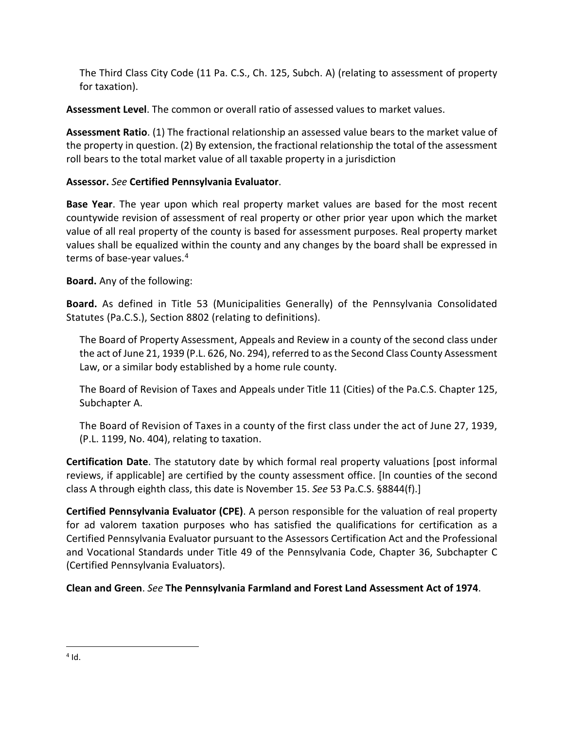The Third Class City Code (11 Pa. C.S., Ch. 125, Subch. A) (relating to assessment of property for taxation).

**Assessment Level**. The common or overall ratio of assessed values to market values.

**Assessment Ratio**. (1) The fractional relationship an assessed value bears to the market value of the property in question. (2) By extension, the fractional relationship the total of the assessment roll bears to the total market value of all taxable property in a jurisdiction

**Assessor.** *See* **Certified Pennsylvania Evaluator**.

**Base Year**. The year upon which real property market values are based for the most recent countywide revision of assessment of real property or other prior year upon which the market value of all real property of the county is based for assessment purposes. Real property market values shall be equalized within the county and any changes by the board shall be expressed in terms of base-year values.[4]

**Board.** Any of the following:

**Board.** As defined in Title 53 (Municipalities Generally) of the Pennsylvania Consolidated Statutes (Pa.C.S.), Section 8802 (relating to definitions).

The Board of Property Assessment, Appeals and Review in a county of the second class under the act of June 21, 1939 (P.L. 626, No. 294), referred to as the Second Class County Assessment Law, or a similar body established by a home rule county.

The Board of Revision of Taxes and Appeals under Title 11 (Cities) of the Pa.C.S. Chapter 125, Subchapter A.

The Board of Revision of Taxes in a county of the first class under the act of June 27, 1939, (P.L. 1199, No. 404), relating to taxation.

**Certification Date**. The statutory date by which formal real property valuations [post informal reviews, if applicable] are certified by the county assessment office. [In counties of the second class A through eighth class, this date is November 15. *See* 53 Pa.C.S. §8844(f).]

**Certified Pennsylvania Evaluator (CPE)**. A person responsible for the valuation of real property for ad valorem taxation purposes who has satisfied the qualifications for certification as a Certified Pennsylvania Evaluator pursuant to the Assessors Certification Act and the Professional and Vocational Standards under Title 49 of the Pennsylvania Code, Chapter 36, Subchapter C (Certified Pennsylvania Evaluators).

**Clean and Green**. *See* **The Pennsylvania Farmland and Forest Land Assessment Act of 1974**.

---

[4] Id.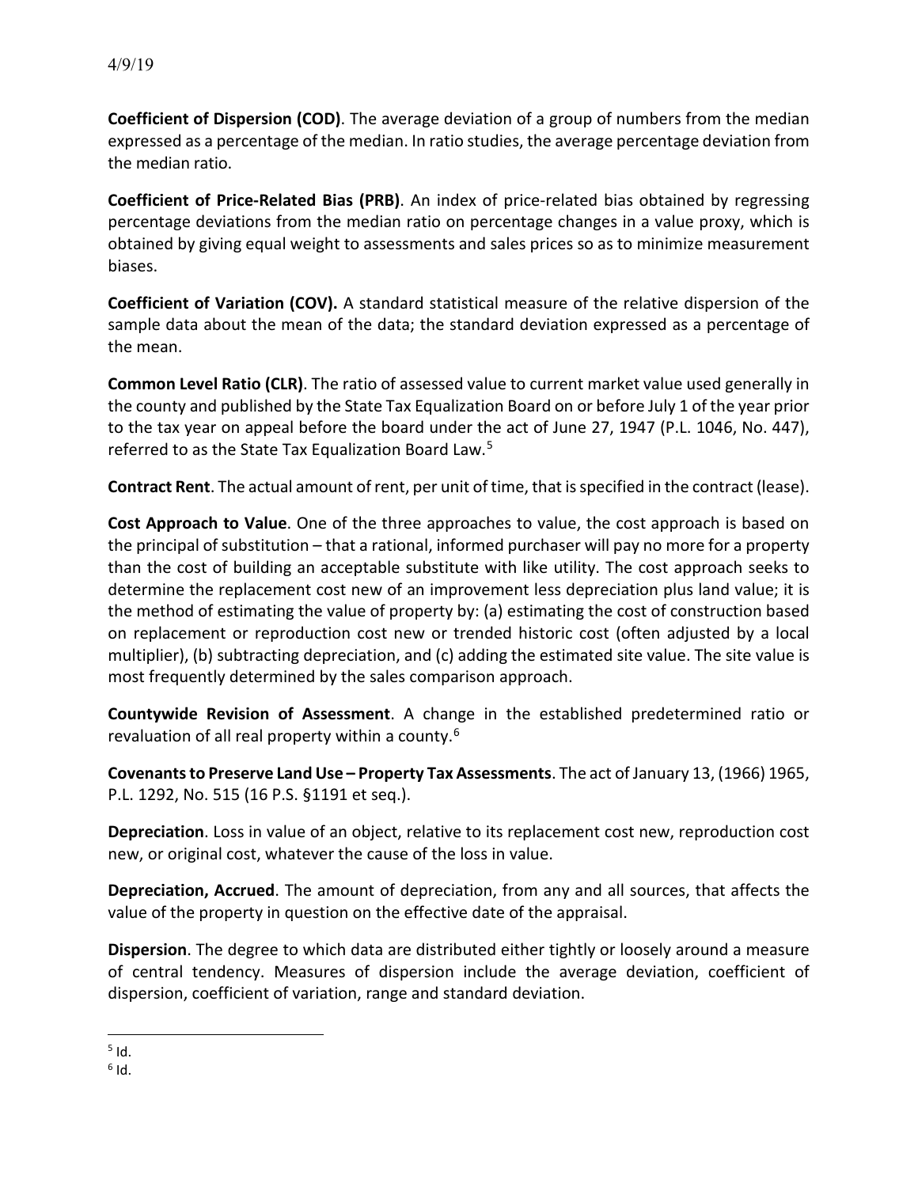4/9/19

**Coefficient of Dispersion (COD)**. The average deviation of a group of numbers from the median expressed as a percentage of the median. In ratio studies, the average percentage deviation from the median ratio.

**Coefficient of Price-Related Bias (PRB)**. An index of price-related bias obtained by regressing percentage deviations from the median ratio on percentage changes in a value proxy, which is obtained by giving equal weight to assessments and sales prices so as to minimize measurement biases.

**Coefficient of Variation (COV).** A standard statistical measure of the relative dispersion of the sample data about the mean of the data; the standard deviation expressed as a percentage of the mean.

**Common Level Ratio (CLR)**. The ratio of assessed value to current market value used generally in the county and published by the State Tax Equalization Board on or before July 1 of the year prior to the tax year on appeal before the board under the act of June 27, 1947 (P.L. 1046, No. 447), referred to as the State Tax Equalization Board Law.[5]

**Contract Rent**. The actual amount of rent, per unit of time, that is specified in the contract (lease).

**Cost Approach to Value**. One of the three approaches to value, the cost approach is based on the principal of substitution – that a rational, informed purchaser will pay no more for a property than the cost of building an acceptable substitute with like utility. The cost approach seeks to determine the replacement cost new of an improvement less depreciation plus land value; it is the method of estimating the value of property by: (a) estimating the cost of construction based on replacement or reproduction cost new or trended historic cost (often adjusted by a local multiplier), (b) subtracting depreciation, and (c) adding the estimated site value. The site value is most frequently determined by the sales comparison approach.

**Countywide Revision of Assessment**. A change in the established predetermined ratio or revaluation of all real property within a county.[6]

**Covenants to Preserve Land Use – Property Tax Assessments**. The act of January 13, (1966) 1965, P.L. 1292, No. 515 (16 P.S. §1191 et seq.).

**Depreciation**. Loss in value of an object, relative to its replacement cost new, reproduction cost new, or original cost, whatever the cause of the loss in value.

**Depreciation, Accrued**. The amount of depreciation, from any and all sources, that affects the value of the property in question on the effective date of the appraisal.

**Dispersion**. The degree to which data are distributed either tightly or loosely around a measure of central tendency. Measures of dispersion include the average deviation, coefficient of dispersion, coefficient of variation, range and standard deviation.

---

[5] Id.

[6] Id.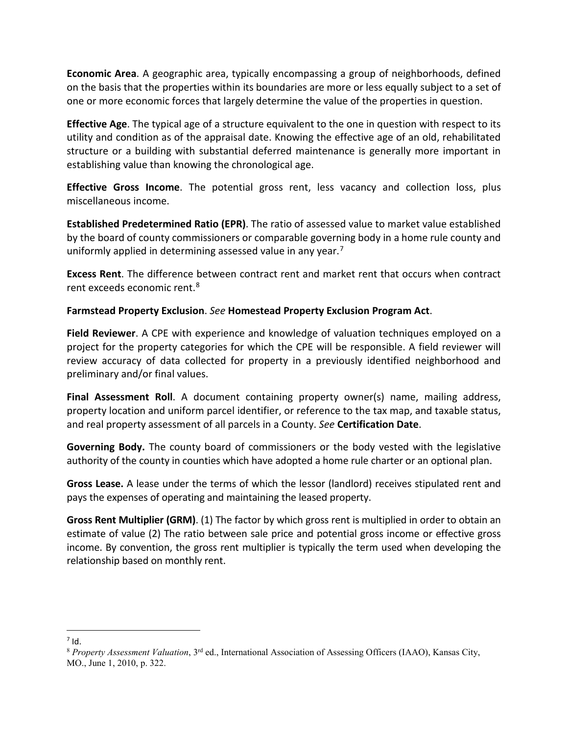**Economic Area**. A geographic area, typically encompassing a group of neighborhoods, defined on the basis that the properties within its boundaries are more or less equally subject to a set of one or more economic forces that largely determine the value of the properties in question.

**Effective Age**. The typical age of a structure equivalent to the one in question with respect to its utility and condition as of the appraisal date. Knowing the effective age of an old, rehabilitated structure or a building with substantial deferred maintenance is generally more important in establishing value than knowing the chronological age.

**Effective Gross Income**. The potential gross rent, less vacancy and collection loss, plus miscellaneous income.

**Established Predetermined Ratio (EPR)**. The ratio of assessed value to market value established by the board of county commissioners or comparable governing body in a home rule county and uniformly applied in determining assessed value in any year.[7]

**Excess Rent**. The difference between contract rent and market rent that occurs when contract rent exceeds economic rent.[8]

**Farmstead Property Exclusion**. *See* **Homestead Property Exclusion Program Act**.

**Field Reviewer**. A CPE with experience and knowledge of valuation techniques employed on a project for the property categories for which the CPE will be responsible. A field reviewer will review accuracy of data collected for property in a previously identified neighborhood and preliminary and/or final values.

**Final Assessment Roll**. A document containing property owner(s) name, mailing address, property location and uniform parcel identifier, or reference to the tax map, and taxable status, and real property assessment of all parcels in a County. *See* **Certification Date**.

**Governing Body.** The county board of commissioners or the body vested with the legislative authority of the county in counties which have adopted a home rule charter or an optional plan.

**Gross Lease.** A lease under the terms of which the lessor (landlord) receives stipulated rent and pays the expenses of operating and maintaining the leased property.

**Gross Rent Multiplier (GRM)**. (1) The factor by which gross rent is multiplied in order to obtain an estimate of value (2) The ratio between sale price and potential gross income or effective gross income. By convention, the gross rent multiplier is typically the term used when developing the relationship based on monthly rent.

---

[7] Id.

[8] *Property Assessment Valuation*, 3rd ed., International Association of Assessing Officers (IAAO), Kansas City, MO., June 1, 2010, p. 322.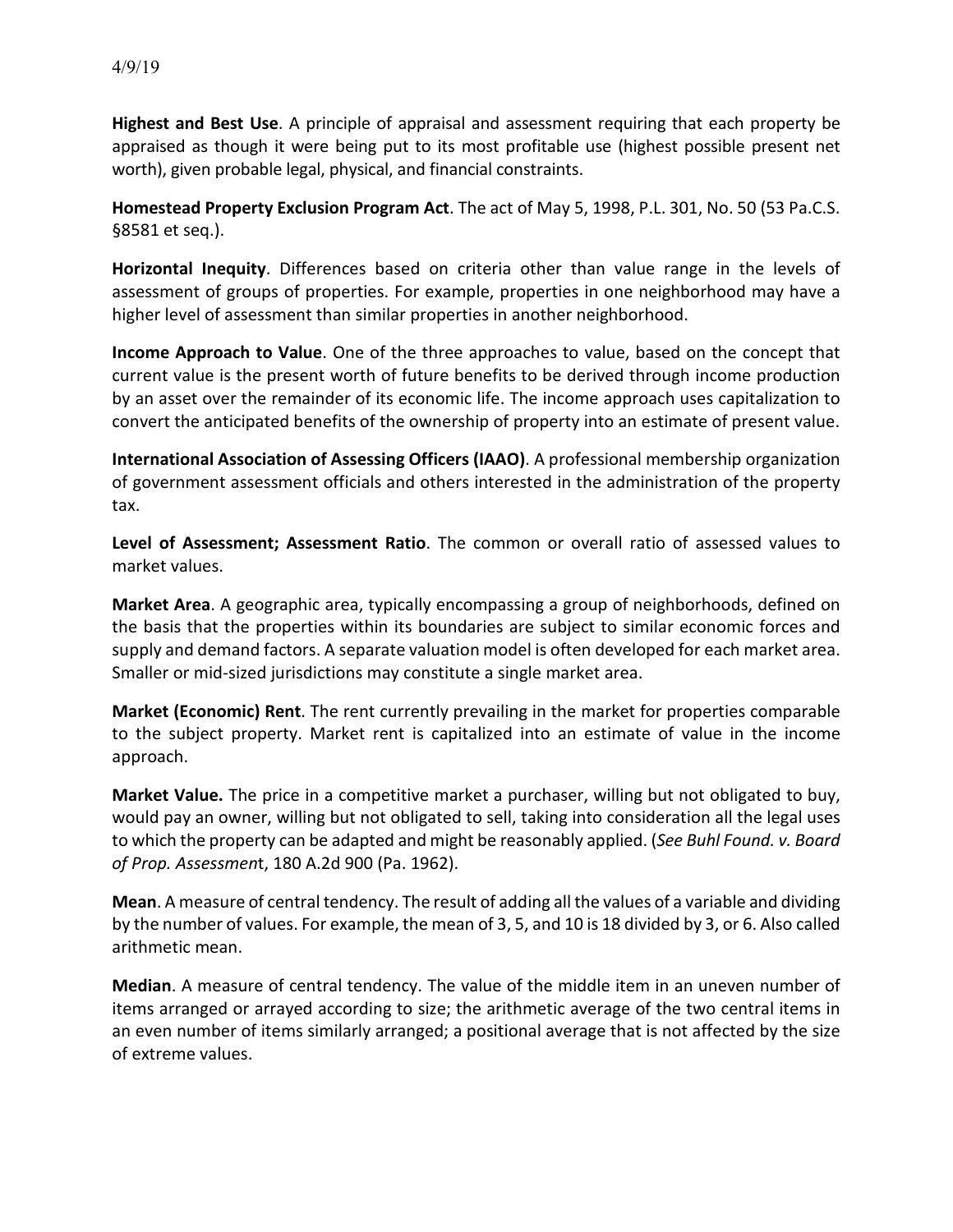**Highest and Best Use**. A principle of appraisal and assessment requiring that each property be appraised as though it were being put to its most profitable use (highest possible present net worth), given probable legal, physical, and financial constraints.

**Homestead Property Exclusion Program Act**. The act of May 5, 1998, P.L. 301, No. 50 (53 Pa.C.S. §8581 et seq.).

**Horizontal Inequity**. Differences based on criteria other than value range in the levels of assessment of groups of properties. For example, properties in one neighborhood may have a higher level of assessment than similar properties in another neighborhood.

**Income Approach to Value**. One of the three approaches to value, based on the concept that current value is the present worth of future benefits to be derived through income production by an asset over the remainder of its economic life. The income approach uses capitalization to convert the anticipated benefits of the ownership of property into an estimate of present value.

**International Association of Assessing Officers (IAAO)**. A professional membership organization of government assessment officials and others interested in the administration of the property tax.

**Level of Assessment; Assessment Ratio**. The common or overall ratio of assessed values to market values.

**Market Area**. A geographic area, typically encompassing a group of neighborhoods, defined on the basis that the properties within its boundaries are subject to similar economic forces and supply and demand factors. A separate valuation model is often developed for each market area. Smaller or mid-sized jurisdictions may constitute a single market area.

**Market (Economic) Rent**. The rent currently prevailing in the market for properties comparable to the subject property. Market rent is capitalized into an estimate of value in the income approach.

**Market Value.** The price in a competitive market a purchaser, willing but not obligated to buy, would pay an owner, willing but not obligated to sell, taking into consideration all the legal uses to which the property can be adapted and might be reasonably applied. (*See Buhl Found. v. Board of Prop. Assessment*, 180 A.2d 900 (Pa. 1962).

**Mean**. A measure of central tendency. The result of adding all the values of a variable and dividing by the number of values. For example, the mean of 3, 5, and 10 is 18 divided by 3, or 6. Also called arithmetic mean.

**Median**. A measure of central tendency. The value of the middle item in an uneven number of items arranged or arrayed according to size; the arithmetic average of the two central items in an even number of items similarly arranged; a positional average that is not affected by the size of extreme values.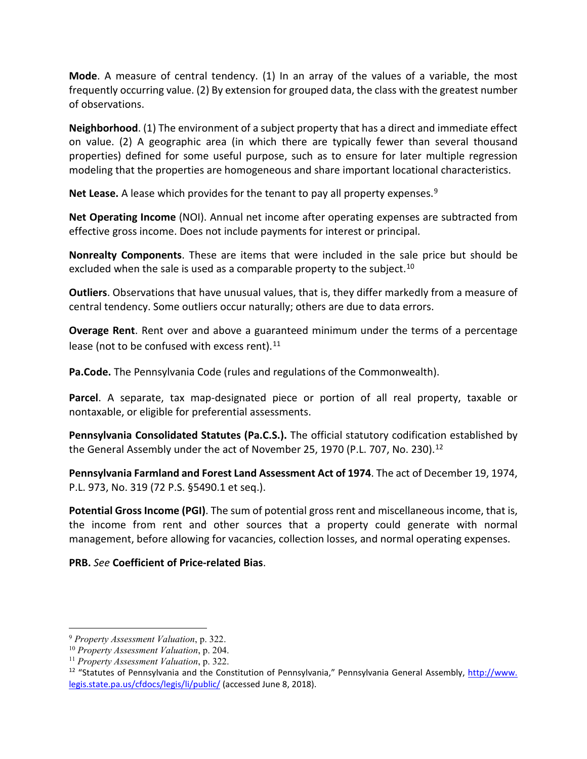**Mode**. A measure of central tendency. (1) In an array of the values of a variable, the most frequently occurring value. (2) By extension for grouped data, the class with the greatest number of observations.

**Neighborhood**. (1) The environment of a subject property that has a direct and immediate effect on value. (2) A geographic area (in which there are typically fewer than several thousand properties) defined for some useful purpose, such as to ensure for later multiple regression modeling that the properties are homogeneous and share important locational characteristics.

**Net Lease.** A lease which provides for the tenant to pay all property expenses.[9]

**Net Operating Income** (NOI). Annual net income after operating expenses are subtracted from effective gross income. Does not include payments for interest or principal.

**Nonrealty Components**. These are items that were included in the sale price but should be excluded when the sale is used as a comparable property to the subject.[10]

**Outliers**. Observations that have unusual values, that is, they differ markedly from a measure of central tendency. Some outliers occur naturally; others are due to data errors.

**Overage Rent**. Rent over and above a guaranteed minimum under the terms of a percentage lease (not to be confused with excess rent).[11]

**Pa.Code.** The Pennsylvania Code (rules and regulations of the Commonwealth).

**Parcel**. A separate, tax map-designated piece or portion of all real property, taxable or nontaxable, or eligible for preferential assessments.

**Pennsylvania Consolidated Statutes (Pa.C.S.).** The official statutory codification established by the General Assembly under the act of November 25, 1970 (P.L. 707, No. 230).[12]

**Pennsylvania Farmland and Forest Land Assessment Act of 1974**. The act of December 19, 1974, P.L. 973, No. 319 (72 P.S. §5490.1 et seq.).

**Potential Gross Income (PGI)**. The sum of potential gross rent and miscellaneous income, that is, the income from rent and other sources that a property could generate with normal management, before allowing for vacancies, collection losses, and normal operating expenses.

**PRB.** *See* **Coefficient of Price-related Bias**.

---

[9] *Property Assessment Valuation*, p. 322.

[10] *Property Assessment Valuation*, p. 204.

[11] *Property Assessment Valuation*, p. 322.

[12] "Statutes of Pennsylvania and the Constitution of Pennsylvania," Pennsylvania General Assembly, http://www.legis.state.pa.us/cfdocs/legis/li/public/ (accessed June 8, 2018).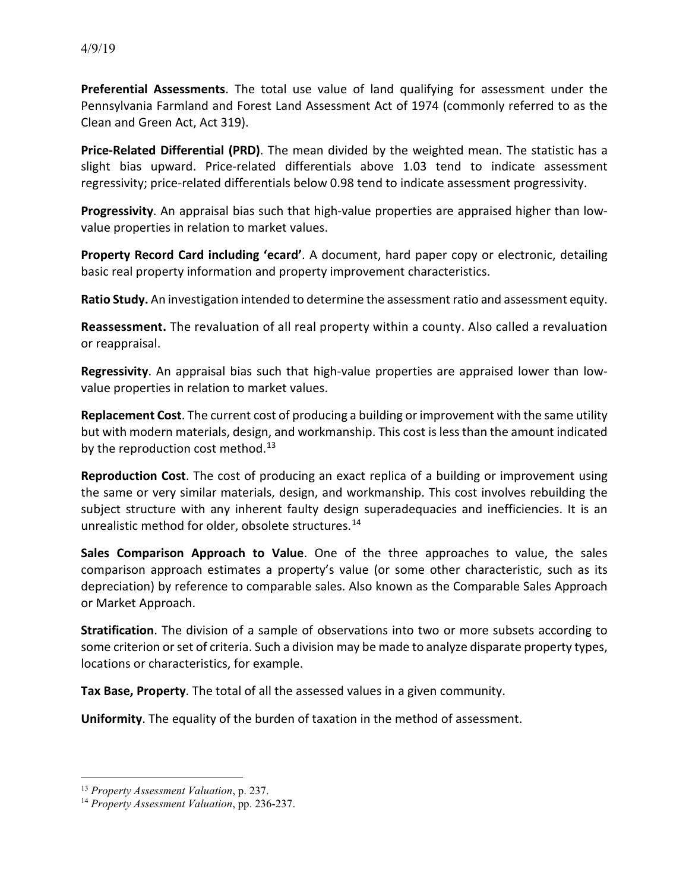**Preferential Assessments**. The total use value of land qualifying for assessment under the Pennsylvania Farmland and Forest Land Assessment Act of 1974 (commonly referred to as the Clean and Green Act, Act 319).

**Price-Related Differential (PRD)**. The mean divided by the weighted mean. The statistic has a slight bias upward. Price-related differentials above 1.03 tend to indicate assessment regressivity; price-related differentials below 0.98 tend to indicate assessment progressivity.

**Progressivity**. An appraisal bias such that high-value properties are appraised higher than low-value properties in relation to market values.

**Property Record Card including 'ecard'**. A document, hard paper copy or electronic, detailing basic real property information and property improvement characteristics.

**Ratio Study.** An investigation intended to determine the assessment ratio and assessment equity.

**Reassessment.** The revaluation of all real property within a county. Also called a revaluation or reappraisal.

**Regressivity**. An appraisal bias such that high-value properties are appraised lower than low-value properties in relation to market values.

**Replacement Cost**. The current cost of producing a building or improvement with the same utility but with modern materials, design, and workmanship. This cost is less than the amount indicated by the reproduction cost method.[13]

**Reproduction Cost**. The cost of producing an exact replica of a building or improvement using the same or very similar materials, design, and workmanship. This cost involves rebuilding the subject structure with any inherent faulty design superadequacies and inefficiencies. It is an unrealistic method for older, obsolete structures.[14]

**Sales Comparison Approach to Value**. One of the three approaches to value, the sales comparison approach estimates a property's value (or some other characteristic, such as its depreciation) by reference to comparable sales. Also known as the Comparable Sales Approach or Market Approach.

**Stratification**. The division of a sample of observations into two or more subsets according to some criterion or set of criteria. Such a division may be made to analyze disparate property types, locations or characteristics, for example.

**Tax Base, Property**. The total of all the assessed values in a given community.

**Uniformity**. The equality of the burden of taxation in the method of assessment.

---

[13] *Property Assessment Valuation*, p. 237.

[14] *Property Assessment Valuation*, pp. 236-237.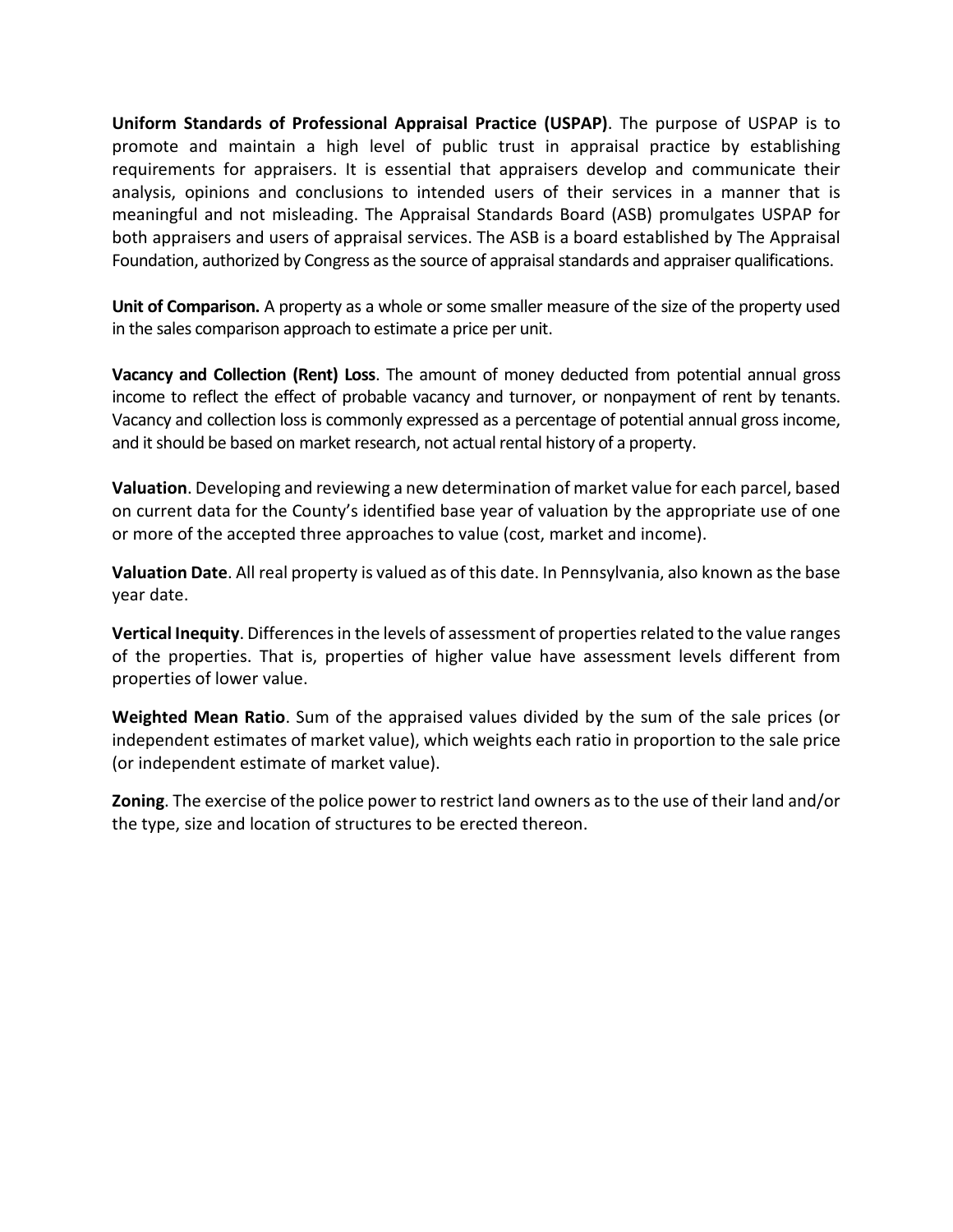**Uniform Standards of Professional Appraisal Practice (USPAP)**. The purpose of USPAP is to promote and maintain a high level of public trust in appraisal practice by establishing requirements for appraisers. It is essential that appraisers develop and communicate their analysis, opinions and conclusions to intended users of their services in a manner that is meaningful and not misleading. The Appraisal Standards Board (ASB) promulgates USPAP for both appraisers and users of appraisal services. The ASB is a board established by The Appraisal Foundation, authorized by Congress as the source of appraisal standards and appraiser qualifications.

**Unit of Comparison.** A property as a whole or some smaller measure of the size of the property used in the sales comparison approach to estimate a price per unit.

**Vacancy and Collection (Rent) Loss**. The amount of money deducted from potential annual gross income to reflect the effect of probable vacancy and turnover, or nonpayment of rent by tenants. Vacancy and collection loss is commonly expressed as a percentage of potential annual gross income, and it should be based on market research, not actual rental history of a property.

**Valuation**. Developing and reviewing a new determination of market value for each parcel, based on current data for the County's identified base year of valuation by the appropriate use of one or more of the accepted three approaches to value (cost, market and income).

**Valuation Date**. All real property is valued as of this date. In Pennsylvania, also known as the base year date.

**Vertical Inequity**. Differences in the levels of assessment of properties related to the value ranges of the properties. That is, properties of higher value have assessment levels different from properties of lower value.

**Weighted Mean Ratio**. Sum of the appraised values divided by the sum of the sale prices (or independent estimates of market value), which weights each ratio in proportion to the sale price (or independent estimate of market value).

**Zoning**. The exercise of the police power to restrict land owners as to the use of their land and/or the type, size and location of structures to be erected thereon.